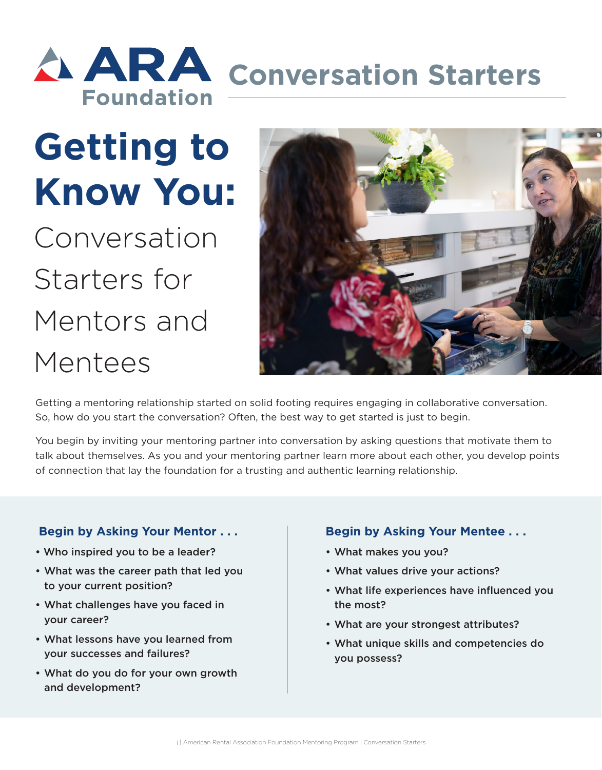# ARA Foundation Conversation Starters

# Getting to Know You:

## Conversation Starters for Mentors and Mentees

Getting a mentoring relationship started on solid footing requires engaging in collaborative conversation. So, how do you start the conversation? Often, the best way to get started is just to begin.

You begin by inviting your mentoring partner into conversation by asking questions that motivate them to talk about themselves. As you and your mentoring partner learn more about each other, you develop points of connection that lay the foundation for a trusting and authentic learning relationship.

### Begin by Asking Your Mentor . . .

- Who inspired you to be a leader?
- What was the career path that led you to your current position?
- What challenges have you faced in your career?
- What lessons have you learned from your successes and failures?
- What do you do for your own growth and development?

### Begin by Asking Your Mentee . . .

- What makes you you?
- What values drive your actions?
- What life experiences have influenced you the most?
- What are your strongest attributes?
- What unique skills and competencies do you possess?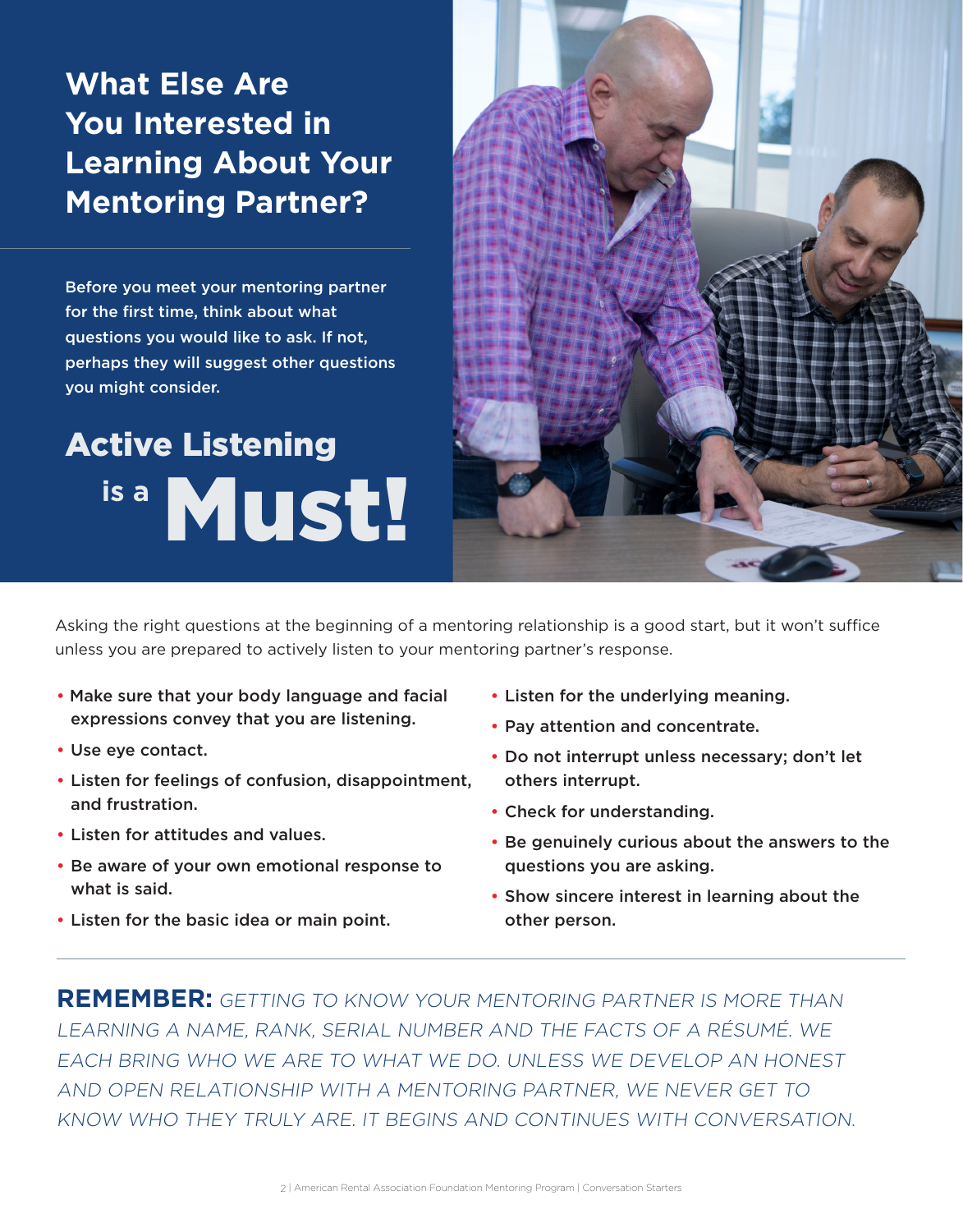## What Else Are You Interested in Learning About Your Mentoring Partner?

Before you meet your mentoring partner for the first time, think about what questions you would like to ask. If not, perhaps they will suggest other questions you might consider.

## Active Listening is a Must!

Asking the right questions at the beginning of a mentoring relationship is a good start, but it won't suffice unless you are prepared to actively listen to your mentoring partner's response.

- Make sure that your body language and facial expressions convey that you are listening.
- Use eye contact.
- Listen for feelings of confusion, disappointment, and frustration.
- Listen for attitudes and values.
- Be aware of your own emotional response to what is said.
- Listen for the basic idea or main point.
- Listen for the underlying meaning.
- Pay attention and concentrate.
- Do not interrupt unless necessary; don't let others interrupt.
- Check for understanding.
- Be genuinely curious about the answers to the questions you are asking.
- Show sincere interest in learning about the other person.

---

**REMEMBER:** *GETTING TO KNOW YOUR MENTORING PARTNER IS MORE THAN LEARNING A NAME, RANK, SERIAL NUMBER AND THE FACTS OF A RÉSUMÉ. WE EACH BRING WHO WE ARE TO WHAT WE DO. UNLESS WE DEVELOP AN HONEST AND OPEN RELATIONSHIP WITH A MENTORING PARTNER, WE NEVER GET TO KNOW WHO THEY TRULY ARE. IT BEGINS AND CONTINUES WITH CONVERSATION.*